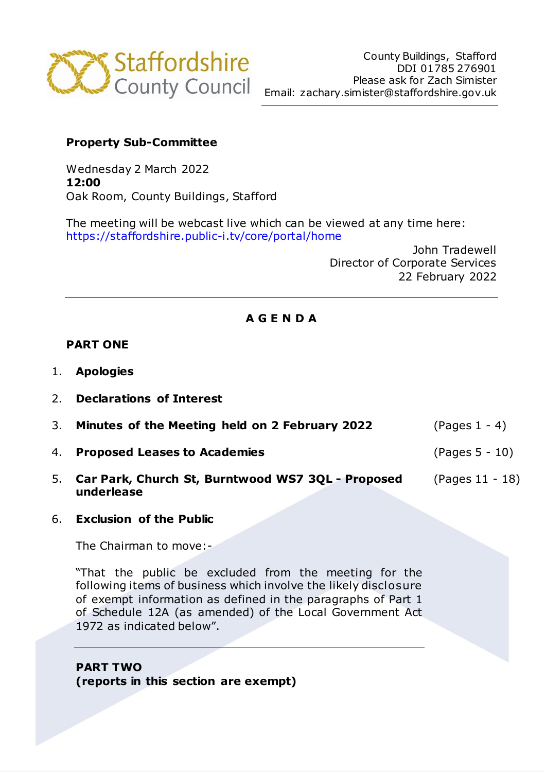Staffordshire County Council

County Buildings, Stafford
DDI 01785 276901
Please ask for Zach Simister
Email: zachary.simister@staffordshire.gov.uk

**Property Sub-Committee**

Wednesday 2 March 2022
**12:00**
Oak Room, County Buildings, Stafford

The meeting will be webcast live which can be viewed at any time here: https://staffordshire.public-i.tv/core/portal/home

John Tradewell
Director of Corporate Services
22 February 2022

---

## A G E N D A

### PART ONE

1. **Apologies**

2. **Declarations of Interest**

3. **Minutes of the Meeting held on 2 February 2022** (Pages 1 - 4)

4. **Proposed Leases to Academies** (Pages 5 - 10)

5. **Car Park, Church St, Burntwood WS7 3QL - Proposed underlease** (Pages 11 - 18)

6. **Exclusion of the Public**

   The Chairman to move:-

   "That the public be excluded from the meeting for the following items of business which involve the likely disclosure of exempt information as defined in the paragraphs of Part 1 of Schedule 12A (as amended) of the Local Government Act 1972 as indicated below".

---

**PART TWO**
**(reports in this section are exempt)**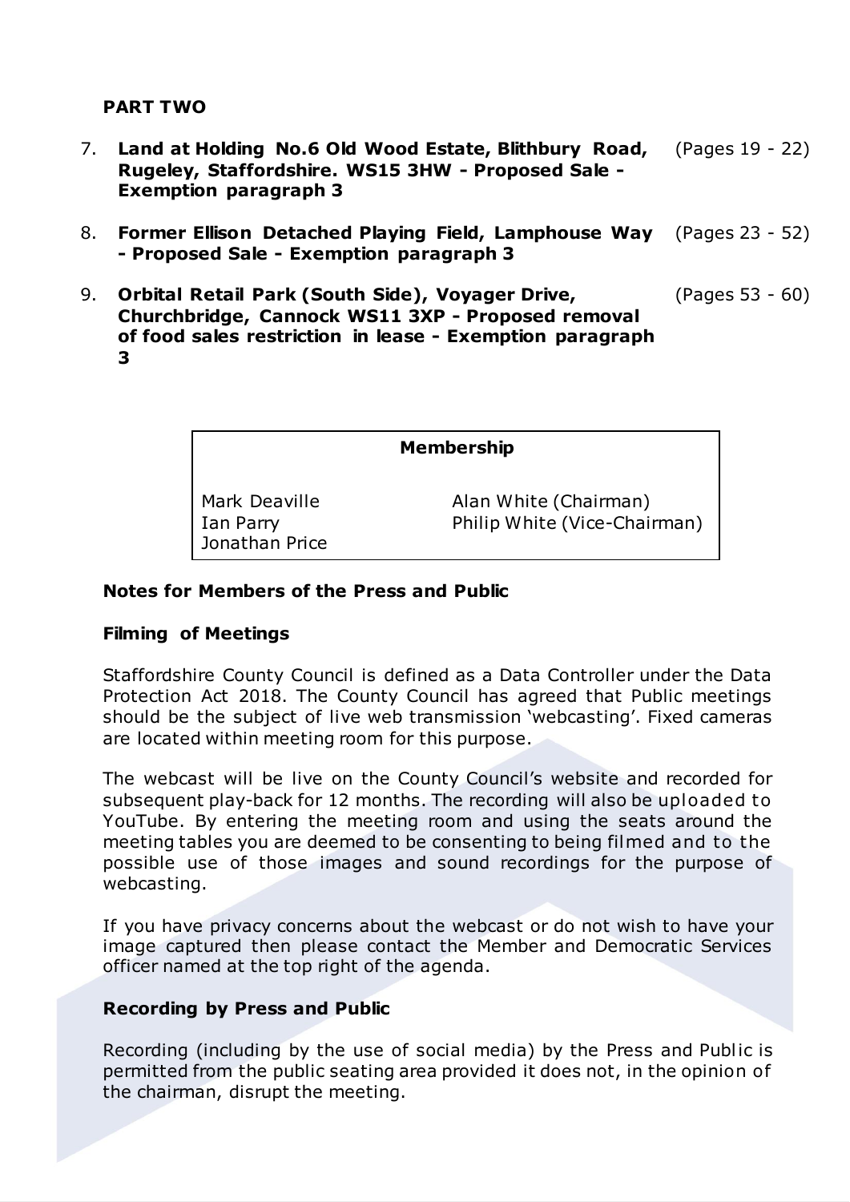**PART TWO**

7. **Land at Holding No.6 Old Wood Estate, Blithbury Road, Rugeley, Staffordshire. WS15 3HW - Proposed Sale - Exemption paragraph 3** (Pages 19 - 22)

8. **Former Ellison Detached Playing Field, Lamphouse Way - Proposed Sale - Exemption paragraph 3** (Pages 23 - 52)

9. **Orbital Retail Park (South Side), Voyager Drive, Churchbridge, Cannock WS11 3XP - Proposed removal of food sales restriction in lease - Exemption paragraph 3** (Pages 53 - 60)

| **Membership** | |
|---|---|
| Mark Deaville | Alan White (Chairman) |
| Ian Parry | Philip White (Vice-Chairman) |
| Jonathan Price | |

**Notes for Members of the Press and Public**

**Filming of Meetings**

Staffordshire County Council is defined as a Data Controller under the Data Protection Act 2018. The County Council has agreed that Public meetings should be the subject of live web transmission 'webcasting'. Fixed cameras are located within meeting room for this purpose.

The webcast will be live on the County Council's website and recorded for subsequent play-back for 12 months. The recording will also be uploaded to YouTube. By entering the meeting room and using the seats around the meeting tables you are deemed to be consenting to being filmed and to the possible use of those images and sound recordings for the purpose of webcasting.

If you have privacy concerns about the webcast or do not wish to have your image captured then please contact the Member and Democratic Services officer named at the top right of the agenda.

**Recording by Press and Public**

Recording (including by the use of social media) by the Press and Public is permitted from the public seating area provided it does not, in the opinion of the chairman, disrupt the meeting.